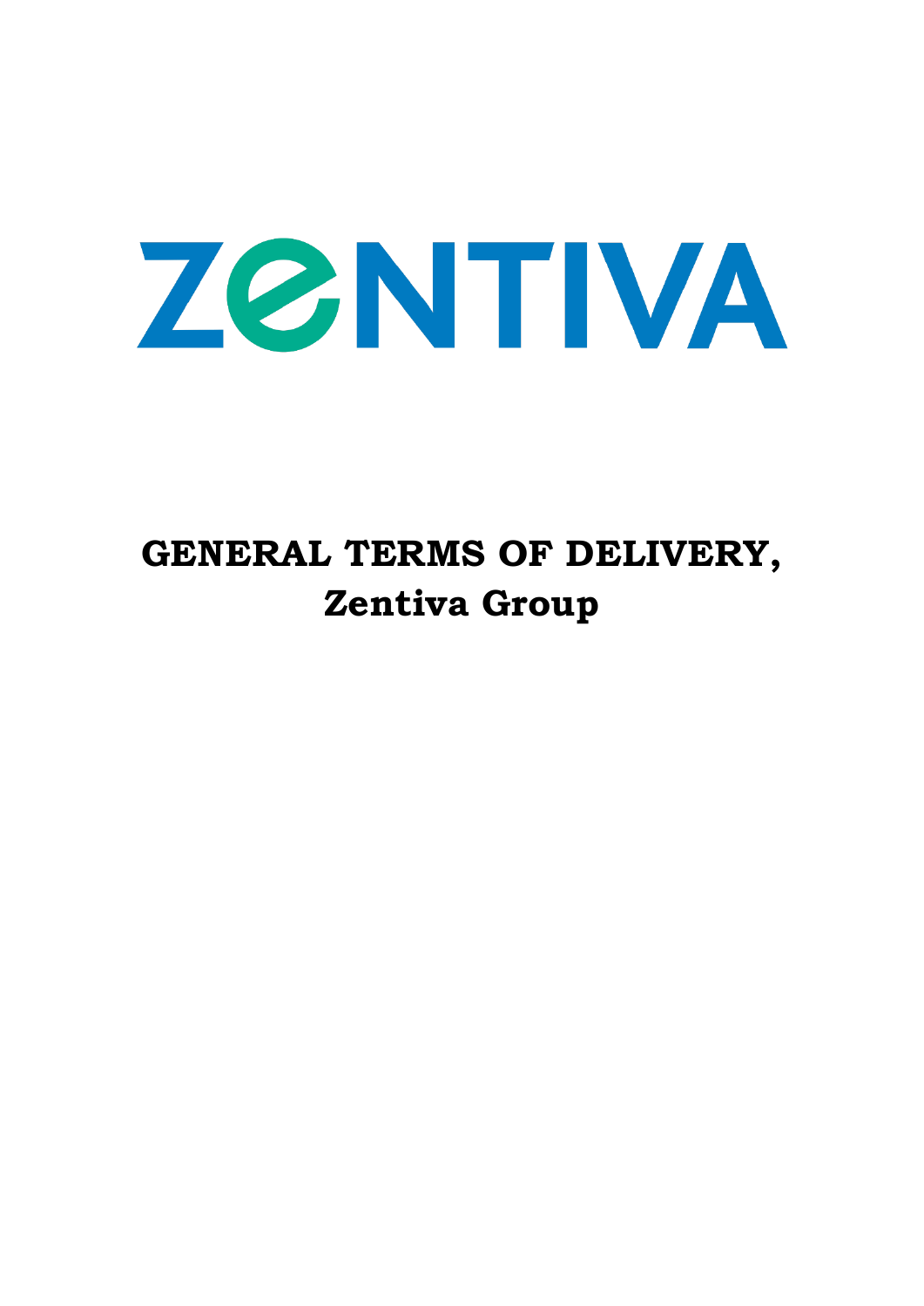ZENTIVA

# GENERAL TERMS OF DELIVERY, Zentiva Group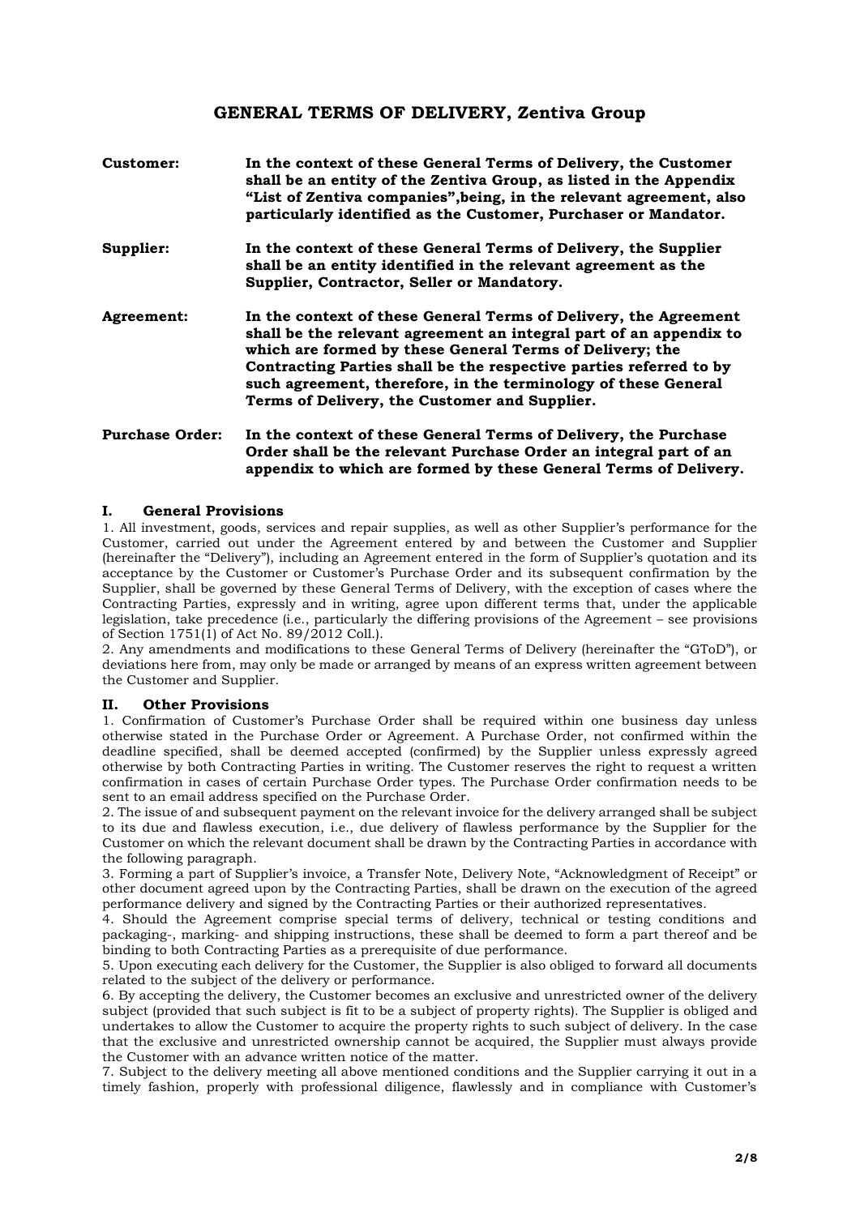## GENERAL TERMS OF DELIVERY, Zentiva Group

**Customer:** **In the context of these General Terms of Delivery, the Customer shall be an entity of the Zentiva Group, as listed in the Appendix "List of Zentiva companies",being, in the relevant agreement, also particularly identified as the Customer, Purchaser or Mandator.**

**Supplier:** **In the context of these General Terms of Delivery, the Supplier shall be an entity identified in the relevant agreement as the Supplier, Contractor, Seller or Mandatory.**

**Agreement:** **In the context of these General Terms of Delivery, the Agreement shall be the relevant agreement an integral part of an appendix to which are formed by these General Terms of Delivery; the Contracting Parties shall be the respective parties referred to by such agreement, therefore, in the terminology of these General Terms of Delivery, the Customer and Supplier.**

**Purchase Order:** **In the context of these General Terms of Delivery, the Purchase Order shall be the relevant Purchase Order an integral part of an appendix to which are formed by these General Terms of Delivery.**

### I. General Provisions

1. All investment, goods, services and repair supplies, as well as other Supplier's performance for the Customer, carried out under the Agreement entered by and between the Customer and Supplier (hereinafter the "Delivery"), including an Agreement entered in the form of Supplier's quotation and its acceptance by the Customer or Customer's Purchase Order and its subsequent confirmation by the Supplier, shall be governed by these General Terms of Delivery, with the exception of cases where the Contracting Parties, expressly and in writing, agree upon different terms that, under the applicable legislation, take precedence (i.e., particularly the differing provisions of the Agreement – see provisions of Section 1751(1) of Act No. 89/2012 Coll.).

2. Any amendments and modifications to these General Terms of Delivery (hereinafter the "GToD"), or deviations here from, may only be made or arranged by means of an express written agreement between the Customer and Supplier.

### II. Other Provisions

1. Confirmation of Customer's Purchase Order shall be required within one business day unless otherwise stated in the Purchase Order or Agreement. A Purchase Order, not confirmed within the deadline specified, shall be deemed accepted (confirmed) by the Supplier unless expressly agreed otherwise by both Contracting Parties in writing. The Customer reserves the right to request a written confirmation in cases of certain Purchase Order types. The Purchase Order confirmation needs to be sent to an email address specified on the Purchase Order.

2. The issue of and subsequent payment on the relevant invoice for the delivery arranged shall be subject to its due and flawless execution, i.e., due delivery of flawless performance by the Supplier for the Customer on which the relevant document shall be drawn by the Contracting Parties in accordance with the following paragraph.

3. Forming a part of Supplier's invoice, a Transfer Note, Delivery Note, "Acknowledgment of Receipt" or other document agreed upon by the Contracting Parties, shall be drawn on the execution of the agreed performance delivery and signed by the Contracting Parties or their authorized representatives.

4. Should the Agreement comprise special terms of delivery, technical or testing conditions and packaging-, marking- and shipping instructions, these shall be deemed to form a part thereof and be binding to both Contracting Parties as a prerequisite of due performance.

5. Upon executing each delivery for the Customer, the Supplier is also obliged to forward all documents related to the subject of the delivery or performance.

6. By accepting the delivery, the Customer becomes an exclusive and unrestricted owner of the delivery subject (provided that such subject is fit to be a subject of property rights). The Supplier is obliged and undertakes to allow the Customer to acquire the property rights to such subject of delivery. In the case that the exclusive and unrestricted ownership cannot be acquired, the Supplier must always provide the Customer with an advance written notice of the matter.

7. Subject to the delivery meeting all above mentioned conditions and the Supplier carrying it out in a timely fashion, properly with professional diligence, flawlessly and in compliance with Customer's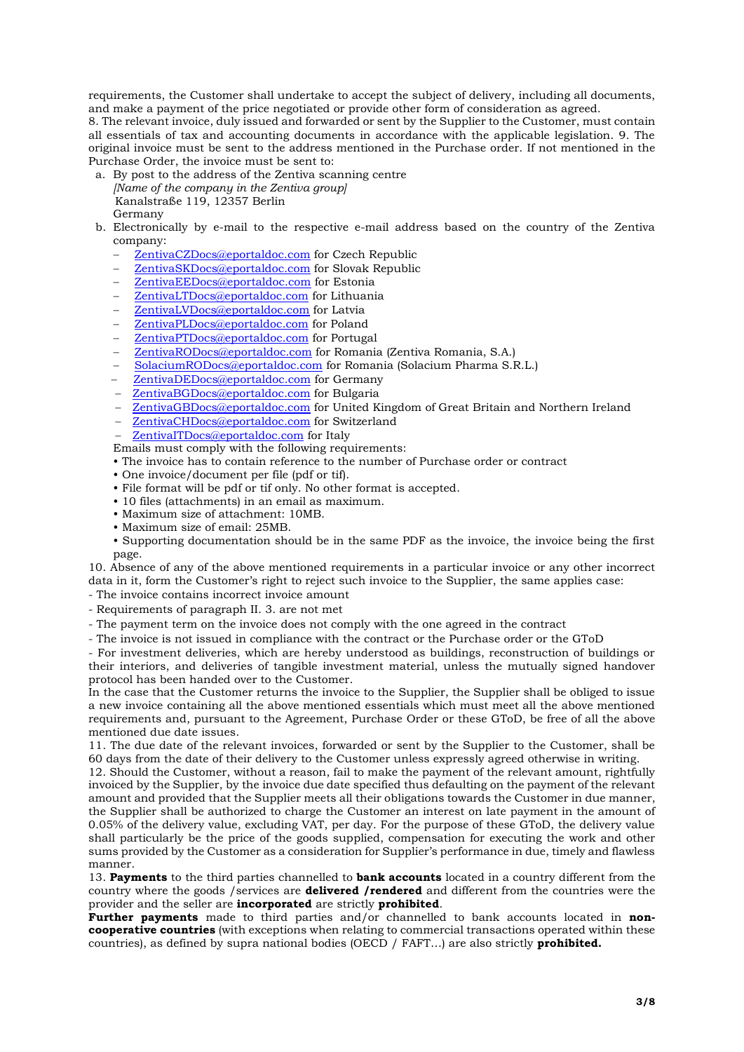requirements, the Customer shall undertake to accept the subject of delivery, including all documents, and make a payment of the price negotiated or provide other form of consideration as agreed.

8. The relevant invoice, duly issued and forwarded or sent by the Supplier to the Customer, must contain all essentials of tax and accounting documents in accordance with the applicable legislation. 9. The original invoice must be sent to the address mentioned in the Purchase order. If not mentioned in the Purchase Order, the invoice must be sent to:

a. By post to the address of the Zentiva scanning centre
   *[Name of the company in the Zentiva group]*
   Kanalstraße 119, 12357 Berlin
   Germany
b. Electronically by e-mail to the respective e-mail address based on the country of the Zentiva company:
   - ZentivaCZDocs@eportaldoc.com for Czech Republic
   - ZentivaSKDocs@eportaldoc.com for Slovak Republic
   - ZentivaEEDocs@eportaldoc.com for Estonia
   - ZentivaLTDocs@eportaldoc.com for Lithuania
   - ZentivaLVDocs@eportaldoc.com for Latvia
   - ZentivaPLDocs@eportaldoc.com for Poland
   - ZentivaPTDocs@eportaldoc.com for Portugal
   - ZentivaRODocs@eportaldoc.com for Romania (Zentiva Romania, S.A.)
   - SolaciumRODocs@eportaldoc.com for Romania (Solacium Pharma S.R.L.)
   - ZentivaDEDocs@eportaldoc.com for Germany
   - ZentivaBGDocs@eportaldoc.com for Bulgaria
   - ZentivaGBDocs@eportaldoc.com for United Kingdom of Great Britain and Northern Ireland
   - ZentivaCHDocs@eportaldoc.com for Switzerland
   - ZentivaITDocs@eportaldoc.com for Italy

   Emails must comply with the following requirements:
   - The invoice has to contain reference to the number of Purchase order or contract
   - One invoice/document per file (pdf or tif).
   - File format will be pdf or tif only. No other format is accepted.
   - 10 files (attachments) in an email as maximum.
   - Maximum size of attachment: 10MB.
   - Maximum size of email: 25MB.
   - Supporting documentation should be in the same PDF as the invoice, the invoice being the first page.

10. Absence of any of the above mentioned requirements in a particular invoice or any other incorrect data in it, form the Customer's right to reject such invoice to the Supplier, the same applies case:

- The invoice contains incorrect invoice amount
- Requirements of paragraph II. 3. are not met
- The payment term on the invoice does not comply with the one agreed in the contract
- The invoice is not issued in compliance with the contract or the Purchase order or the GToD
- For investment deliveries, which are hereby understood as buildings, reconstruction of buildings or their interiors, and deliveries of tangible investment material, unless the mutually signed handover protocol has been handed over to the Customer.

In the case that the Customer returns the invoice to the Supplier, the Supplier shall be obliged to issue a new invoice containing all the above mentioned essentials which must meet all the above mentioned requirements and, pursuant to the Agreement, Purchase Order or these GToD, be free of all the above mentioned due date issues.

11. The due date of the relevant invoices, forwarded or sent by the Supplier to the Customer, shall be 60 days from the date of their delivery to the Customer unless expressly agreed otherwise in writing.

12. Should the Customer, without a reason, fail to make the payment of the relevant amount, rightfully invoiced by the Supplier, by the invoice due date specified thus defaulting on the payment of the relevant amount and provided that the Supplier meets all their obligations towards the Customer in due manner, the Supplier shall be authorized to charge the Customer an interest on late payment in the amount of 0.05% of the delivery value, excluding VAT, per day. For the purpose of these GToD, the delivery value shall particularly be the price of the goods supplied, compensation for executing the work and other sums provided by the Customer as a consideration for Supplier's performance in due, timely and flawless manner.

13. **Payments** to the third parties channelled to **bank accounts** located in a country different from the country where the goods /services are **delivered /rendered** and different from the countries were the provider and the seller are **incorporated** are strictly **prohibited**.

**Further payments** made to third parties and/or channelled to bank accounts located in **non-cooperative countries** (with exceptions when relating to commercial transactions operated within these countries), as defined by supra national bodies (OECD / FAFT…) are also strictly **prohibited.**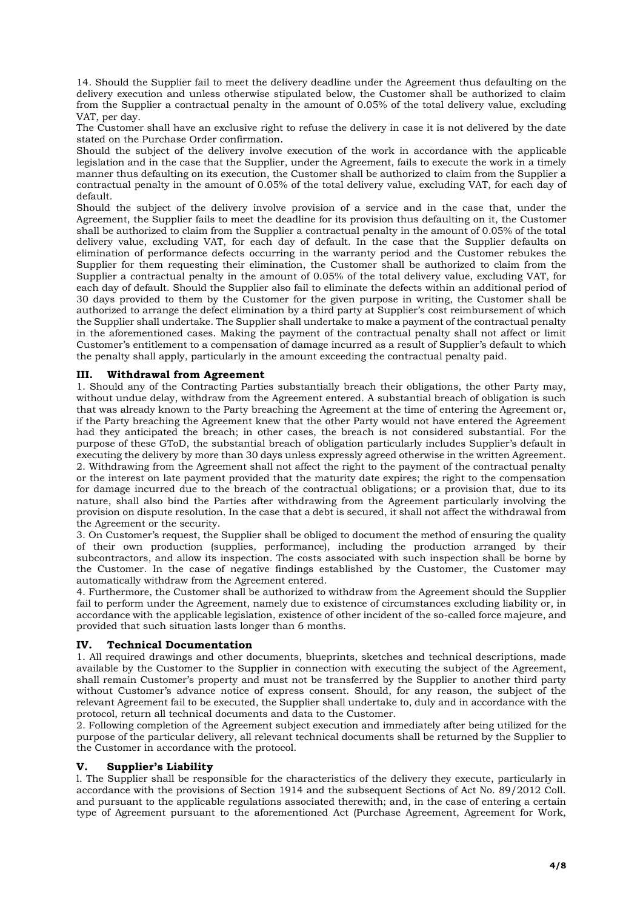14. Should the Supplier fail to meet the delivery deadline under the Agreement thus defaulting on the delivery execution and unless otherwise stipulated below, the Customer shall be authorized to claim from the Supplier a contractual penalty in the amount of 0.05% of the total delivery value, excluding VAT, per day.

The Customer shall have an exclusive right to refuse the delivery in case it is not delivered by the date stated on the Purchase Order confirmation.

Should the subject of the delivery involve execution of the work in accordance with the applicable legislation and in the case that the Supplier, under the Agreement, fails to execute the work in a timely manner thus defaulting on its execution, the Customer shall be authorized to claim from the Supplier a contractual penalty in the amount of 0.05% of the total delivery value, excluding VAT, for each day of default.

Should the subject of the delivery involve provision of a service and in the case that, under the Agreement, the Supplier fails to meet the deadline for its provision thus defaulting on it, the Customer shall be authorized to claim from the Supplier a contractual penalty in the amount of 0.05% of the total delivery value, excluding VAT, for each day of default. In the case that the Supplier defaults on elimination of performance defects occurring in the warranty period and the Customer rebukes the Supplier for them requesting their elimination, the Customer shall be authorized to claim from the Supplier a contractual penalty in the amount of 0.05% of the total delivery value, excluding VAT, for each day of default. Should the Supplier also fail to eliminate the defects within an additional period of 30 days provided to them by the Customer for the given purpose in writing, the Customer shall be authorized to arrange the defect elimination by a third party at Supplier's cost reimbursement of which the Supplier shall undertake. The Supplier shall undertake to make a payment of the contractual penalty in the aforementioned cases. Making the payment of the contractual penalty shall not affect or limit Customer's entitlement to a compensation of damage incurred as a result of Supplier's default to which the penalty shall apply, particularly in the amount exceeding the contractual penalty paid.

## III. Withdrawal from Agreement

1. Should any of the Contracting Parties substantially breach their obligations, the other Party may, without undue delay, withdraw from the Agreement entered. A substantial breach of obligation is such that was already known to the Party breaching the Agreement at the time of entering the Agreement or, if the Party breaching the Agreement knew that the other Party would not have entered the Agreement had they anticipated the breach; in other cases, the breach is not considered substantial. For the purpose of these GToD, the substantial breach of obligation particularly includes Supplier's default in executing the delivery by more than 30 days unless expressly agreed otherwise in the written Agreement.
2. Withdrawing from the Agreement shall not affect the right to the payment of the contractual penalty or the interest on late payment provided that the maturity date expires; the right to the compensation for damage incurred due to the breach of the contractual obligations; or a provision that, due to its nature, shall also bind the Parties after withdrawing from the Agreement particularly involving the provision on dispute resolution. In the case that a debt is secured, it shall not affect the withdrawal from the Agreement or the security.
3. On Customer's request, the Supplier shall be obliged to document the method of ensuring the quality of their own production (supplies, performance), including the production arranged by their subcontractors, and allow its inspection. The costs associated with such inspection shall be borne by the Customer. In the case of negative findings established by the Customer, the Customer may automatically withdraw from the Agreement entered.
4. Furthermore, the Customer shall be authorized to withdraw from the Agreement should the Supplier fail to perform under the Agreement, namely due to existence of circumstances excluding liability or, in accordance with the applicable legislation, existence of other incident of the so-called force majeure, and provided that such situation lasts longer than 6 months.

## IV. Technical Documentation

1. All required drawings and other documents, blueprints, sketches and technical descriptions, made available by the Customer to the Supplier in connection with executing the subject of the Agreement, shall remain Customer's property and must not be transferred by the Supplier to another third party without Customer's advance notice of express consent. Should, for any reason, the subject of the relevant Agreement fail to be executed, the Supplier shall undertake to, duly and in accordance with the protocol, return all technical documents and data to the Customer.
2. Following completion of the Agreement subject execution and immediately after being utilized for the purpose of the particular delivery, all relevant technical documents shall be returned by the Supplier to the Customer in accordance with the protocol.

## V. Supplier's Liability

l. The Supplier shall be responsible for the characteristics of the delivery they execute, particularly in accordance with the provisions of Section 1914 and the subsequent Sections of Act No. 89/2012 Coll. and pursuant to the applicable regulations associated therewith; and, in the case of entering a certain type of Agreement pursuant to the aforementioned Act (Purchase Agreement, Agreement for Work,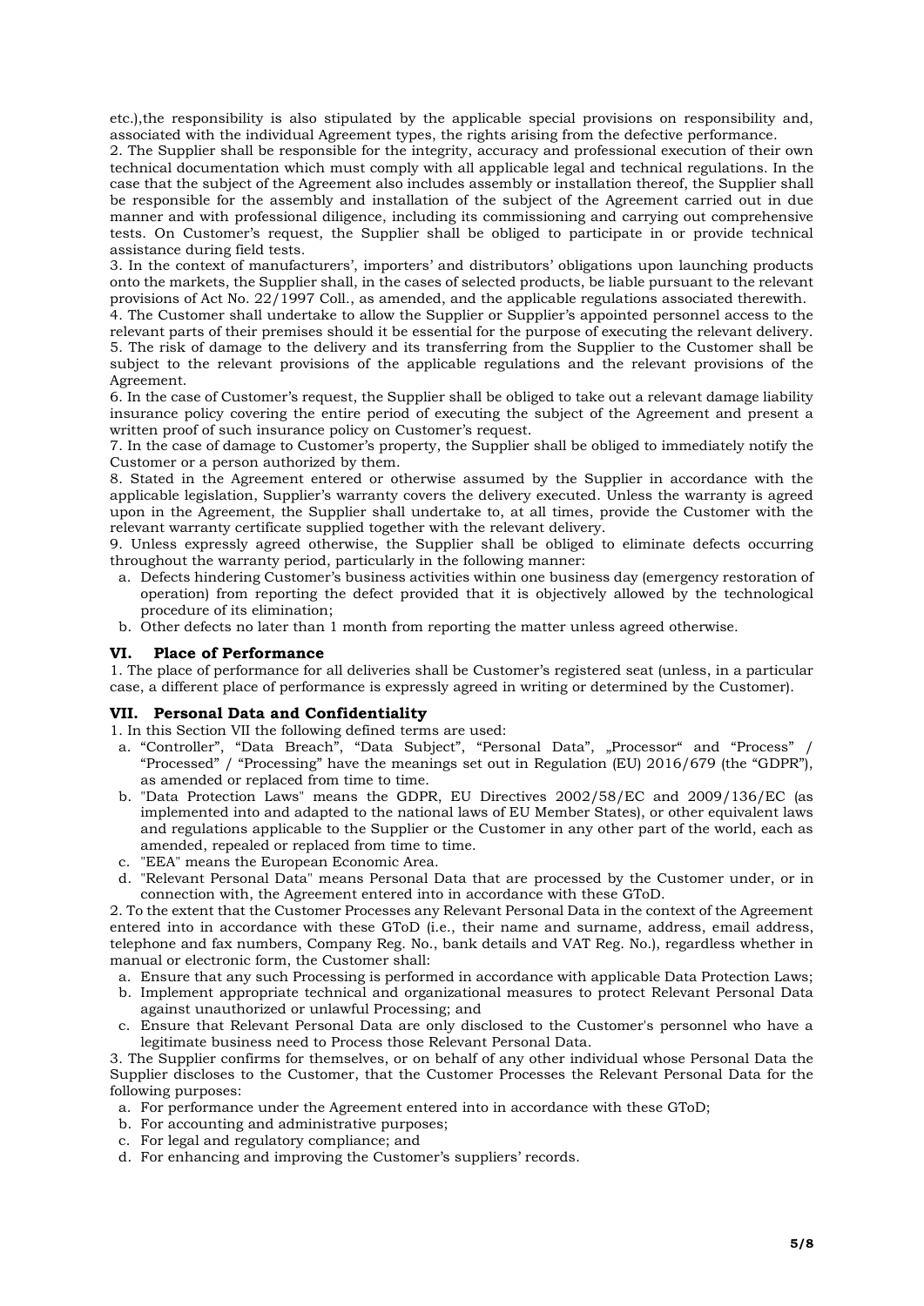etc.),the responsibility is also stipulated by the applicable special provisions on responsibility and, associated with the individual Agreement types, the rights arising from the defective performance.

2. The Supplier shall be responsible for the integrity, accuracy and professional execution of their own technical documentation which must comply with all applicable legal and technical regulations. In the case that the subject of the Agreement also includes assembly or installation thereof, the Supplier shall be responsible for the assembly and installation of the subject of the Agreement carried out in due manner and with professional diligence, including its commissioning and carrying out comprehensive tests. On Customer's request, the Supplier shall be obliged to participate in or provide technical assistance during field tests.

3. In the context of manufacturers', importers' and distributors' obligations upon launching products onto the markets, the Supplier shall, in the cases of selected products, be liable pursuant to the relevant provisions of Act No. 22/1997 Coll., as amended, and the applicable regulations associated therewith.

4. The Customer shall undertake to allow the Supplier or Supplier's appointed personnel access to the relevant parts of their premises should it be essential for the purpose of executing the relevant delivery.

5. The risk of damage to the delivery and its transferring from the Supplier to the Customer shall be subject to the relevant provisions of the applicable regulations and the relevant provisions of the Agreement.

6. In the case of Customer's request, the Supplier shall be obliged to take out a relevant damage liability insurance policy covering the entire period of executing the subject of the Agreement and present a written proof of such insurance policy on Customer's request.

7. In the case of damage to Customer's property, the Supplier shall be obliged to immediately notify the Customer or a person authorized by them.

8. Stated in the Agreement entered or otherwise assumed by the Supplier in accordance with the applicable legislation, Supplier's warranty covers the delivery executed. Unless the warranty is agreed upon in the Agreement, the Supplier shall undertake to, at all times, provide the Customer with the relevant warranty certificate supplied together with the relevant delivery.

9. Unless expressly agreed otherwise, the Supplier shall be obliged to eliminate defects occurring throughout the warranty period, particularly in the following manner:

a. Defects hindering Customer's business activities within one business day (emergency restoration of operation) from reporting the defect provided that it is objectively allowed by the technological procedure of its elimination;
b. Other defects no later than 1 month from reporting the matter unless agreed otherwise.

## VI. Place of Performance

1. The place of performance for all deliveries shall be Customer's registered seat (unless, in a particular case, a different place of performance is expressly agreed in writing or determined by the Customer).

## VII. Personal Data and Confidentiality

1. In this Section VII the following defined terms are used:

a. "Controller", "Data Breach", "Data Subject", "Personal Data", „Processor" and "Process" / "Processed" / "Processing" have the meanings set out in Regulation (EU) 2016/679 (the "GDPR"), as amended or replaced from time to time.
b. "Data Protection Laws" means the GDPR, EU Directives 2002/58/EC and 2009/136/EC (as implemented into and adapted to the national laws of EU Member States), or other equivalent laws and regulations applicable to the Supplier or the Customer in any other part of the world, each as amended, repealed or replaced from time to time.
c. "EEA" means the European Economic Area.
d. "Relevant Personal Data" means Personal Data that are processed by the Customer under, or in connection with, the Agreement entered into in accordance with these GToD.

2. To the extent that the Customer Processes any Relevant Personal Data in the context of the Agreement entered into in accordance with these GToD (i.e., their name and surname, address, email address, telephone and fax numbers, Company Reg. No., bank details and VAT Reg. No.), regardless whether in manual or electronic form, the Customer shall:

a. Ensure that any such Processing is performed in accordance with applicable Data Protection Laws;
b. Implement appropriate technical and organizational measures to protect Relevant Personal Data against unauthorized or unlawful Processing; and
c. Ensure that Relevant Personal Data are only disclosed to the Customer's personnel who have a legitimate business need to Process those Relevant Personal Data.

3. The Supplier confirms for themselves, or on behalf of any other individual whose Personal Data the Supplier discloses to the Customer, that the Customer Processes the Relevant Personal Data for the following purposes:

a. For performance under the Agreement entered into in accordance with these GToD;
b. For accounting and administrative purposes;
c. For legal and regulatory compliance; and
d. For enhancing and improving the Customer's suppliers' records.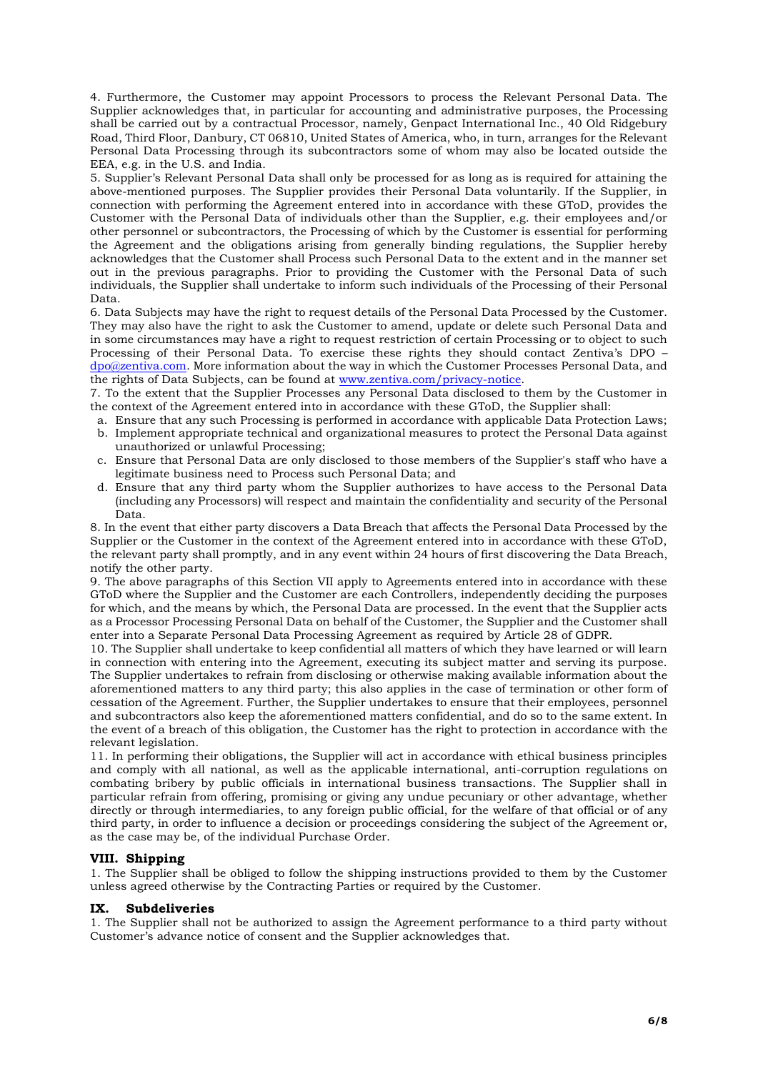4. Furthermore, the Customer may appoint Processors to process the Relevant Personal Data. The Supplier acknowledges that, in particular for accounting and administrative purposes, the Processing shall be carried out by a contractual Processor, namely, Genpact International Inc., 40 Old Ridgebury Road, Third Floor, Danbury, CT 06810, United States of America, who, in turn, arranges for the Relevant Personal Data Processing through its subcontractors some of whom may also be located outside the EEA, e.g. in the U.S. and India.

5. Supplier's Relevant Personal Data shall only be processed for as long as is required for attaining the above-mentioned purposes. The Supplier provides their Personal Data voluntarily. If the Supplier, in connection with performing the Agreement entered into in accordance with these GToD, provides the Customer with the Personal Data of individuals other than the Supplier, e.g. their employees and/or other personnel or subcontractors, the Processing of which by the Customer is essential for performing the Agreement and the obligations arising from generally binding regulations, the Supplier hereby acknowledges that the Customer shall Process such Personal Data to the extent and in the manner set out in the previous paragraphs. Prior to providing the Customer with the Personal Data of such individuals, the Supplier shall undertake to inform such individuals of the Processing of their Personal Data.

6. Data Subjects may have the right to request details of the Personal Data Processed by the Customer. They may also have the right to ask the Customer to amend, update or delete such Personal Data and in some circumstances may have a right to request restriction of certain Processing or to object to such Processing of their Personal Data. To exercise these rights they should contact Zentiva's DPO – dpo@zentiva.com. More information about the way in which the Customer Processes Personal Data, and the rights of Data Subjects, can be found at www.zentiva.com/privacy-notice.

7. To the extent that the Supplier Processes any Personal Data disclosed to them by the Customer in the context of the Agreement entered into in accordance with these GToD, the Supplier shall:

a. Ensure that any such Processing is performed in accordance with applicable Data Protection Laws;
b. Implement appropriate technical and organizational measures to protect the Personal Data against unauthorized or unlawful Processing;
c. Ensure that Personal Data are only disclosed to those members of the Supplier's staff who have a legitimate business need to Process such Personal Data; and
d. Ensure that any third party whom the Supplier authorizes to have access to the Personal Data (including any Processors) will respect and maintain the confidentiality and security of the Personal Data.

8. In the event that either party discovers a Data Breach that affects the Personal Data Processed by the Supplier or the Customer in the context of the Agreement entered into in accordance with these GToD, the relevant party shall promptly, and in any event within 24 hours of first discovering the Data Breach, notify the other party.

9. The above paragraphs of this Section VII apply to Agreements entered into in accordance with these GToD where the Supplier and the Customer are each Controllers, independently deciding the purposes for which, and the means by which, the Personal Data are processed. In the event that the Supplier acts as a Processor Processing Personal Data on behalf of the Customer, the Supplier and the Customer shall enter into a Separate Personal Data Processing Agreement as required by Article 28 of GDPR.

10. The Supplier shall undertake to keep confidential all matters of which they have learned or will learn in connection with entering into the Agreement, executing its subject matter and serving its purpose. The Supplier undertakes to refrain from disclosing or otherwise making available information about the aforementioned matters to any third party; this also applies in the case of termination or other form of cessation of the Agreement. Further, the Supplier undertakes to ensure that their employees, personnel and subcontractors also keep the aforementioned matters confidential, and do so to the same extent. In the event of a breach of this obligation, the Customer has the right to protection in accordance with the relevant legislation.

11. In performing their obligations, the Supplier will act in accordance with ethical business principles and comply with all national, as well as the applicable international, anti-corruption regulations on combating bribery by public officials in international business transactions. The Supplier shall in particular refrain from offering, promising or giving any undue pecuniary or other advantage, whether directly or through intermediaries, to any foreign public official, for the welfare of that official or of any third party, in order to influence a decision or proceedings considering the subject of the Agreement or, as the case may be, of the individual Purchase Order.

## VIII. Shipping

1. The Supplier shall be obliged to follow the shipping instructions provided to them by the Customer unless agreed otherwise by the Contracting Parties or required by the Customer.

## IX. Subdeliveries

1. The Supplier shall not be authorized to assign the Agreement performance to a third party without Customer's advance notice of consent and the Supplier acknowledges that.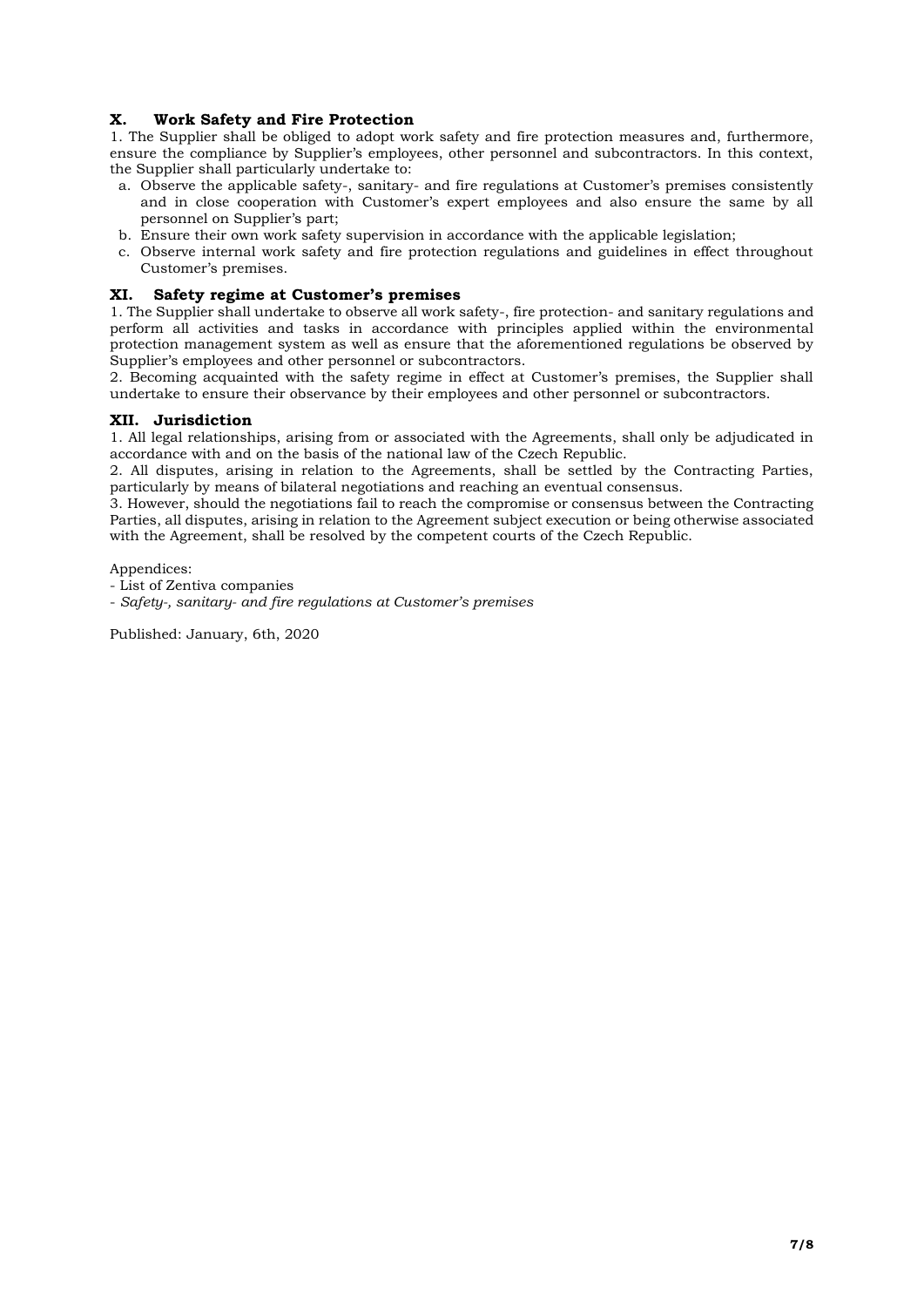## X. Work Safety and Fire Protection

1. The Supplier shall be obliged to adopt work safety and fire protection measures and, furthermore, ensure the compliance by Supplier's employees, other personnel and subcontractors. In this context, the Supplier shall particularly undertake to:

a. Observe the applicable safety-, sanitary- and fire regulations at Customer's premises consistently and in close cooperation with Customer's expert employees and also ensure the same by all personnel on Supplier's part;

b. Ensure their own work safety supervision in accordance with the applicable legislation;

c. Observe internal work safety and fire protection regulations and guidelines in effect throughout Customer's premises.

## XI. Safety regime at Customer's premises

1. The Supplier shall undertake to observe all work safety-, fire protection- and sanitary regulations and perform all activities and tasks in accordance with principles applied within the environmental protection management system as well as ensure that the aforementioned regulations be observed by Supplier's employees and other personnel or subcontractors.

2. Becoming acquainted with the safety regime in effect at Customer's premises, the Supplier shall undertake to ensure their observance by their employees and other personnel or subcontractors.

## XII. Jurisdiction

1. All legal relationships, arising from or associated with the Agreements, shall only be adjudicated in accordance with and on the basis of the national law of the Czech Republic.

2. All disputes, arising in relation to the Agreements, shall be settled by the Contracting Parties, particularly by means of bilateral negotiations and reaching an eventual consensus.

3. However, should the negotiations fail to reach the compromise or consensus between the Contracting Parties, all disputes, arising in relation to the Agreement subject execution or being otherwise associated with the Agreement, shall be resolved by the competent courts of the Czech Republic.

Appendices:

- List of Zentiva companies
- *Safety-, sanitary- and fire regulations at Customer's premises*

Published: January, 6th, 2020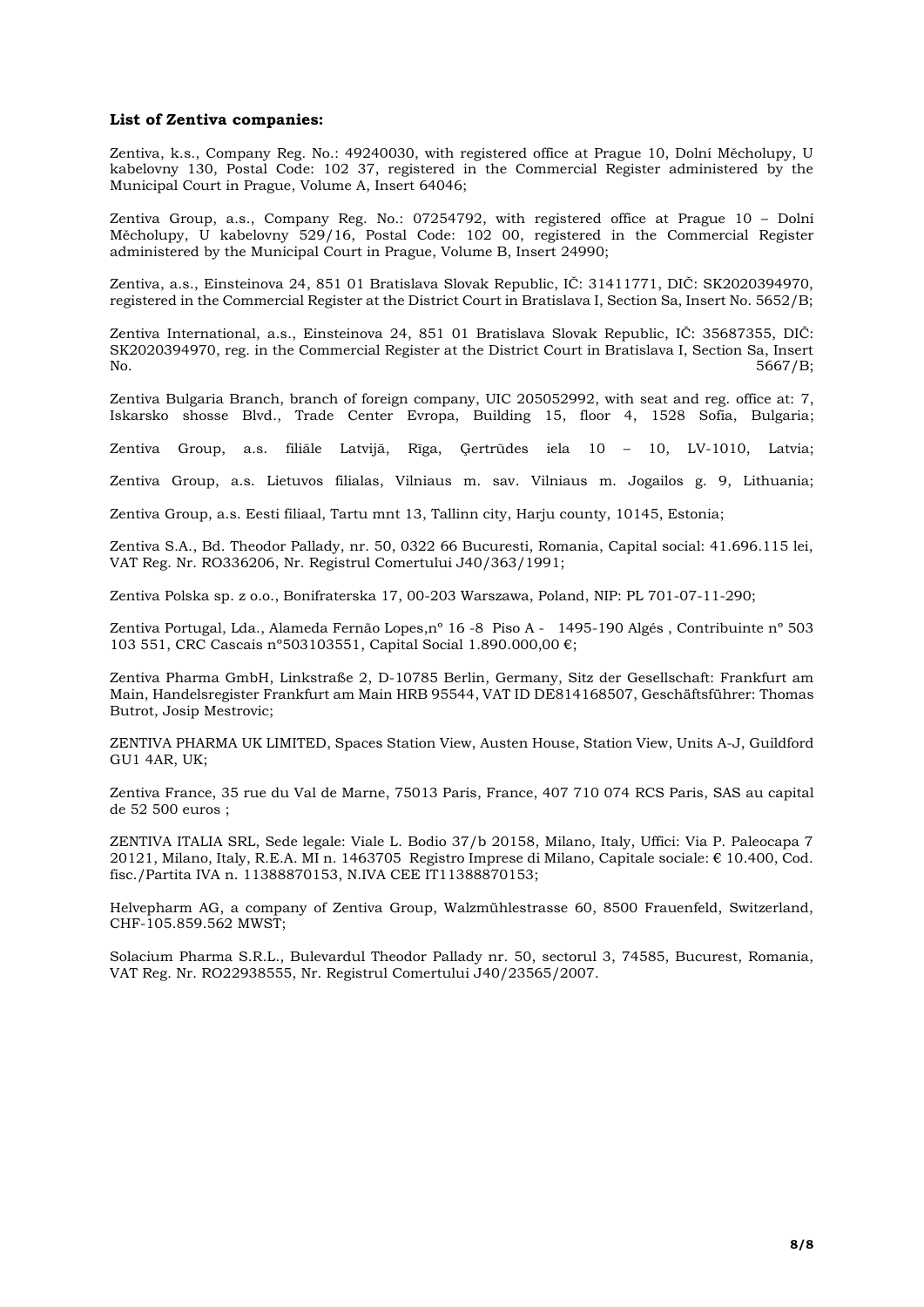**List of Zentiva companies:**

Zentiva, k.s., Company Reg. No.: 49240030, with registered office at Prague 10, Dolní Měcholupy, U kabelovny 130, Postal Code: 102 37, registered in the Commercial Register administered by the Municipal Court in Prague, Volume A, Insert 64046;

Zentiva Group, a.s., Company Reg. No.: 07254792, with registered office at Prague 10 – Dolní Měcholupy, U kabelovny 529/16, Postal Code: 102 00, registered in the Commercial Register administered by the Municipal Court in Prague, Volume B, Insert 24990;

Zentiva, a.s., Einsteinova 24, 851 01 Bratislava Slovak Republic, IČ: 31411771, DIČ: SK2020394970, registered in the Commercial Register at the District Court in Bratislava I, Section Sa, Insert No. 5652/B;

Zentiva International, a.s., Einsteinova 24, 851 01 Bratislava Slovak Republic, IČ: 35687355, DIČ: SK2020394970, reg. in the Commercial Register at the District Court in Bratislava I, Section Sa, Insert No. 5667/B;

Zentiva Bulgaria Branch, branch of foreign company, UIC 205052992, with seat and reg. office at: 7, Iskarsko shosse Blvd., Trade Center Evropa, Building 15, floor 4, 1528 Sofia, Bulgaria;

Zentiva Group, a.s. filiāle Latvijā, Rīga, Ģertrūdes iela 10 – 10, LV-1010, Latvia;

Zentiva Group, a.s. Lietuvos filialas, Vilniaus m. sav. Vilniaus m. Jogailos g. 9, Lithuania;

Zentiva Group, a.s. Eesti filiaal, Tartu mnt 13, Tallinn city, Harju county, 10145, Estonia;

Zentiva S.A., Bd. Theodor Pallady, nr. 50, 0322 66 Bucuresti, Romania, Capital social: 41.696.115 lei, VAT Reg. Nr. RO336206, Nr. Registrul Comertului J40/363/1991;

Zentiva Polska sp. z o.o., Bonifraterska 17, 00-203 Warszawa, Poland, NIP: PL 701-07-11-290;

Zentiva Portugal, Lda., Alameda Fernão Lopes,nº 16 -8 Piso A - 1495-190 Algés , Contribuinte nº 503 103 551, CRC Cascais nº503103551, Capital Social 1.890.000,00 €;

Zentiva Pharma GmbH, Linkstraße 2, D-10785 Berlin, Germany, Sitz der Gesellschaft: Frankfurt am Main, Handelsregister Frankfurt am Main HRB 95544, VAT ID DE814168507, Geschäftsführer: Thomas Butrot, Josip Mestrovic;

ZENTIVA PHARMA UK LIMITED, Spaces Station View, Austen House, Station View, Units A-J, Guildford GU1 4AR, UK;

Zentiva France, 35 rue du Val de Marne, 75013 Paris, France, 407 710 074 RCS Paris, SAS au capital de 52 500 euros ;

ZENTIVA ITALIA SRL, Sede legale: Viale L. Bodio 37/b 20158, Milano, Italy, Uffici: Via P. Paleocapa 7 20121, Milano, Italy, R.E.A. MI n. 1463705 Registro Imprese di Milano, Capitale sociale: € 10.400, Cod. fisc./Partita IVA n. 11388870153, N.IVA CEE IT11388870153;

Helvepharm AG, a company of Zentiva Group, Walzmühlestrasse 60, 8500 Frauenfeld, Switzerland, CHF-105.859.562 MWST;

Solacium Pharma S.R.L., Bulevardul Theodor Pallady nr. 50, sectorul 3, 74585, Bucurest, Romania, VAT Reg. Nr. RO22938555, Nr. Registrul Comertului J40/23565/2007.